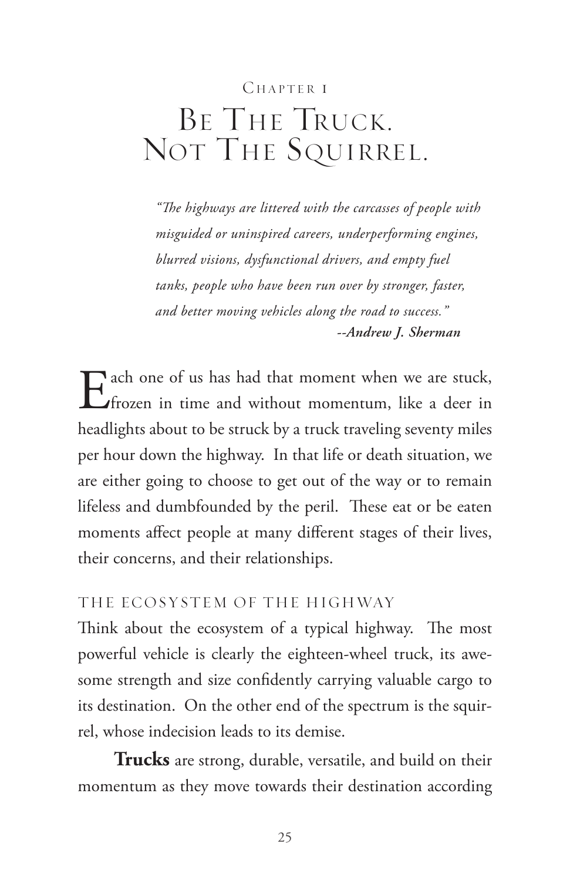# Chapter 1

# Be The Truck. Not The Squirrel.

> *"The highways are littered with the carcasses of people with misguided or uninspired careers, underperforming engines, blurred visions, dysfunctional drivers, and empty fuel tanks, people who have been run over by stronger, faster, and better moving vehicles along the road to success."*
>
> ***--Andrew J. Sherman***

Each one of us has had that moment when we are stuck, frozen in time and without momentum, like a deer in headlights about to be struck by a truck traveling seventy miles per hour down the highway. In that life or death situation, we are either going to choose to get out of the way or to remain lifeless and dumbfounded by the peril. These eat or be eaten moments affect people at many different stages of their lives, their concerns, and their relationships.

## The Ecosystem of the Highway

Think about the ecosystem of a typical highway. The most powerful vehicle is clearly the eighteen-wheel truck, its awesome strength and size confidently carrying valuable cargo to its destination. On the other end of the spectrum is the squirrel, whose indecision leads to its demise.

**Trucks** are strong, durable, versatile, and build on their momentum as they move towards their destination according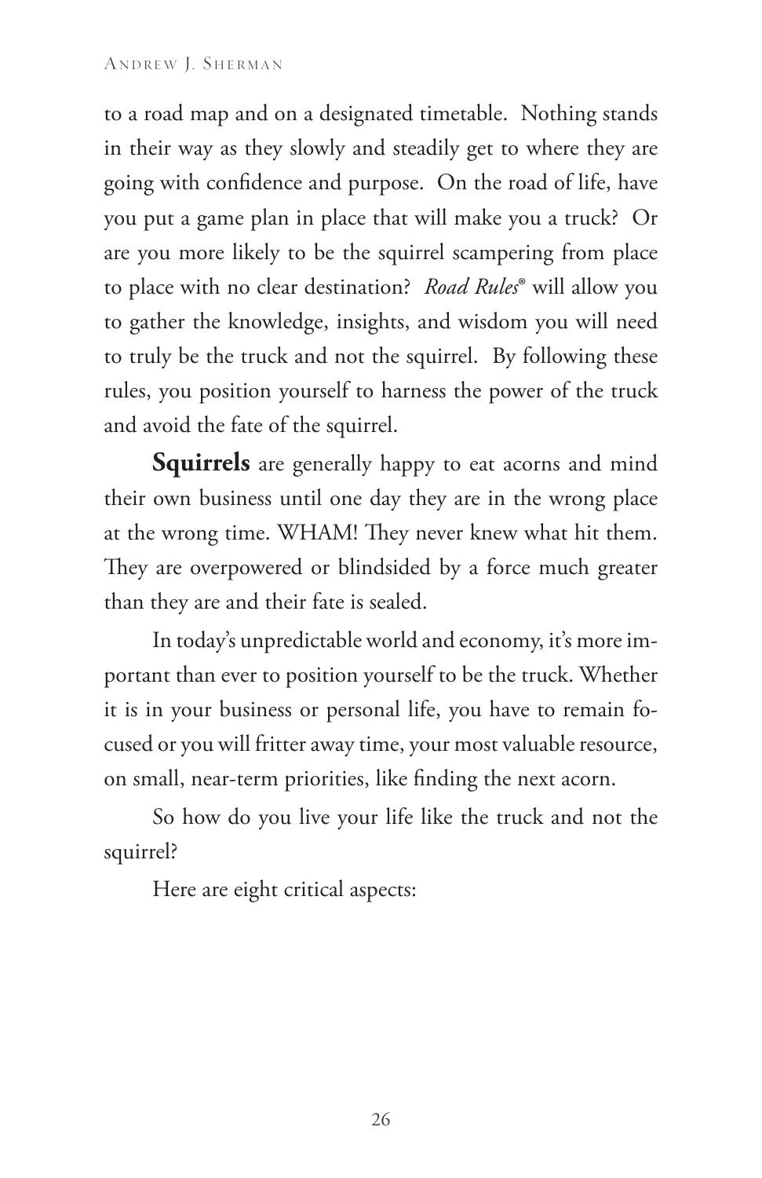to a road map and on a designated timetable. Nothing stands in their way as they slowly and steadily get to where they are going with confidence and purpose. On the road of life, have you put a game plan in place that will make you a truck? Or are you more likely to be the squirrel scampering from place to place with no clear destination? *Road Rules*® will allow you to gather the knowledge, insights, and wisdom you will need to truly be the truck and not the squirrel. By following these rules, you position yourself to harness the power of the truck and avoid the fate of the squirrel.

**Squirrels** are generally happy to eat acorns and mind their own business until one day they are in the wrong place at the wrong time. WHAM! They never knew what hit them. They are overpowered or blindsided by a force much greater than they are and their fate is sealed.

In today's unpredictable world and economy, it's more important than ever to position yourself to be the truck. Whether it is in your business or personal life, you have to remain focused or you will fritter away time, your most valuable resource, on small, near-term priorities, like finding the next acorn.

So how do you live your life like the truck and not the squirrel?

Here are eight critical aspects: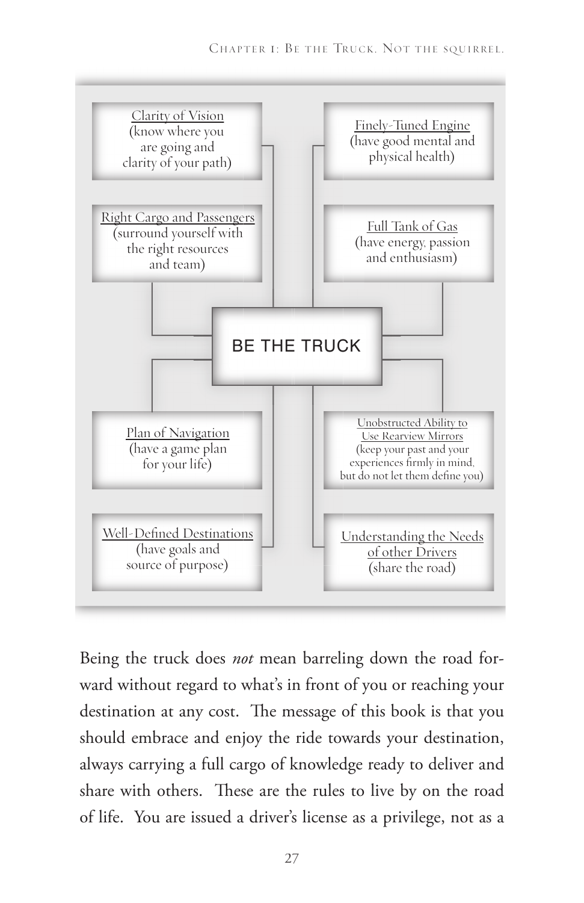**BE THE TRUCK**

- Clarity of Vision (know where you are going and clarity of your path)
- Finely-Tuned Engine (have good mental and physical health)
- Right Cargo and Passengers (surround yourself with the right resources and team)
- Full Tank of Gas (have energy, passion and enthusiasm)
- Plan of Navigation (have a game plan for your life)
- Unobstructed Ability to Use Rearview Mirrors (keep your past and your experiences firmly in mind, but do not let them define you)
- Well-Defined Destinations (have goals and source of purpose)
- Understanding the Needs of other Drivers (share the road)

Being the truck does *not* mean barreling down the road forward without regard to what's in front of you or reaching your destination at any cost. The message of this book is that you should embrace and enjoy the ride towards your destination, always carrying a full cargo of knowledge ready to deliver and share with others. These are the rules to live by on the road of life. You are issued a driver's license as a privilege, not as a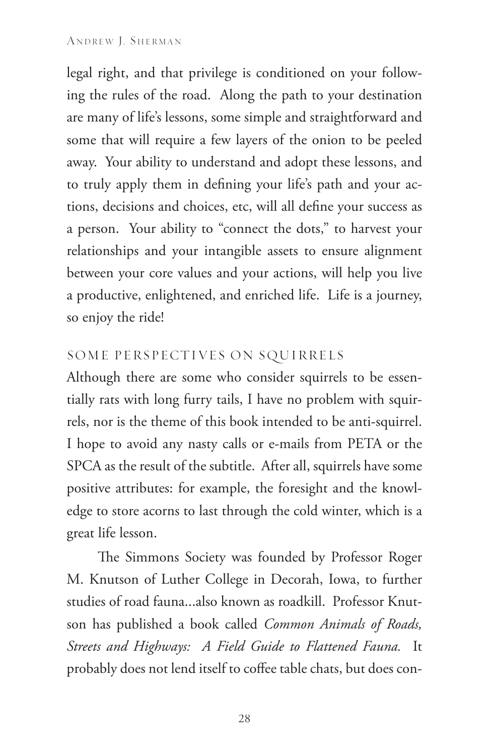legal right, and that privilege is conditioned on your following the rules of the road. Along the path to your destination are many of life's lessons, some simple and straightforward and some that will require a few layers of the onion to be peeled away. Your ability to understand and adopt these lessons, and to truly apply them in defining your life's path and your actions, decisions and choices, etc, will all define your success as a person. Your ability to "connect the dots," to harvest your relationships and your intangible assets to ensure alignment between your core values and your actions, will help you live a productive, enlightened, and enriched life. Life is a journey, so enjoy the ride!

## SOME PERSPECTIVES ON SQUIRRELS

Although there are some who consider squirrels to be essentially rats with long furry tails, I have no problem with squirrels, nor is the theme of this book intended to be anti-squirrel. I hope to avoid any nasty calls or e-mails from PETA or the SPCA as the result of the subtitle. After all, squirrels have some positive attributes: for example, the foresight and the knowledge to store acorns to last through the cold winter, which is a great life lesson.

The Simmons Society was founded by Professor Roger M. Knutson of Luther College in Decorah, Iowa, to further studies of road fauna...also known as roadkill. Professor Knutson has published a book called *Common Animals of Roads, Streets and Highways: A Field Guide to Flattened Fauna.* It probably does not lend itself to coffee table chats, but does con-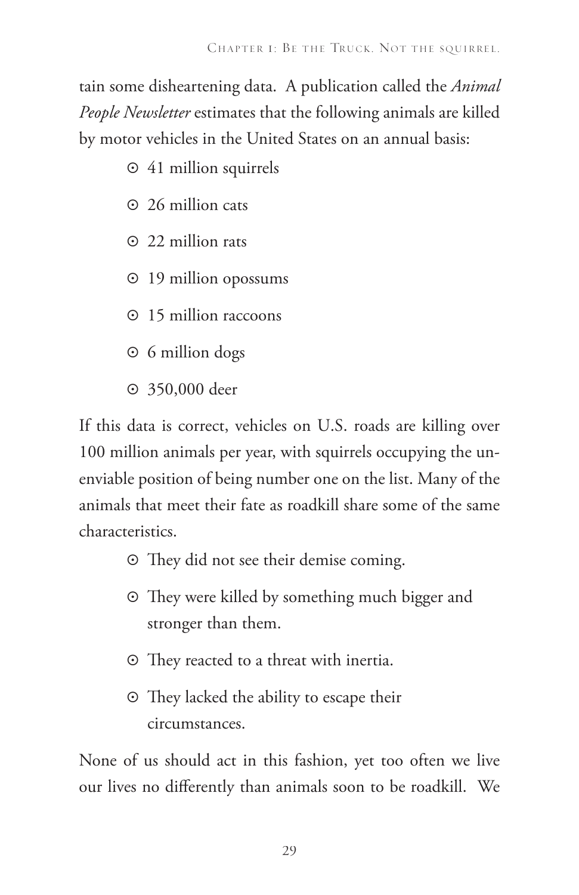tain some disheartening data. A publication called the *Animal People Newsletter* estimates that the following animals are killed by motor vehicles in the United States on an annual basis:

- 41 million squirrels
- 26 million cats
- 22 million rats
- 19 million opossums
- 15 million raccoons
- 6 million dogs
- 350,000 deer

If this data is correct, vehicles on U.S. roads are killing over 100 million animals per year, with squirrels occupying the unenviable position of being number one on the list. Many of the animals that meet their fate as roadkill share some of the same characteristics.

- They did not see their demise coming.
- They were killed by something much bigger and stronger than them.
- They reacted to a threat with inertia.
- They lacked the ability to escape their circumstances.

None of us should act in this fashion, yet too often we live our lives no differently than animals soon to be roadkill. We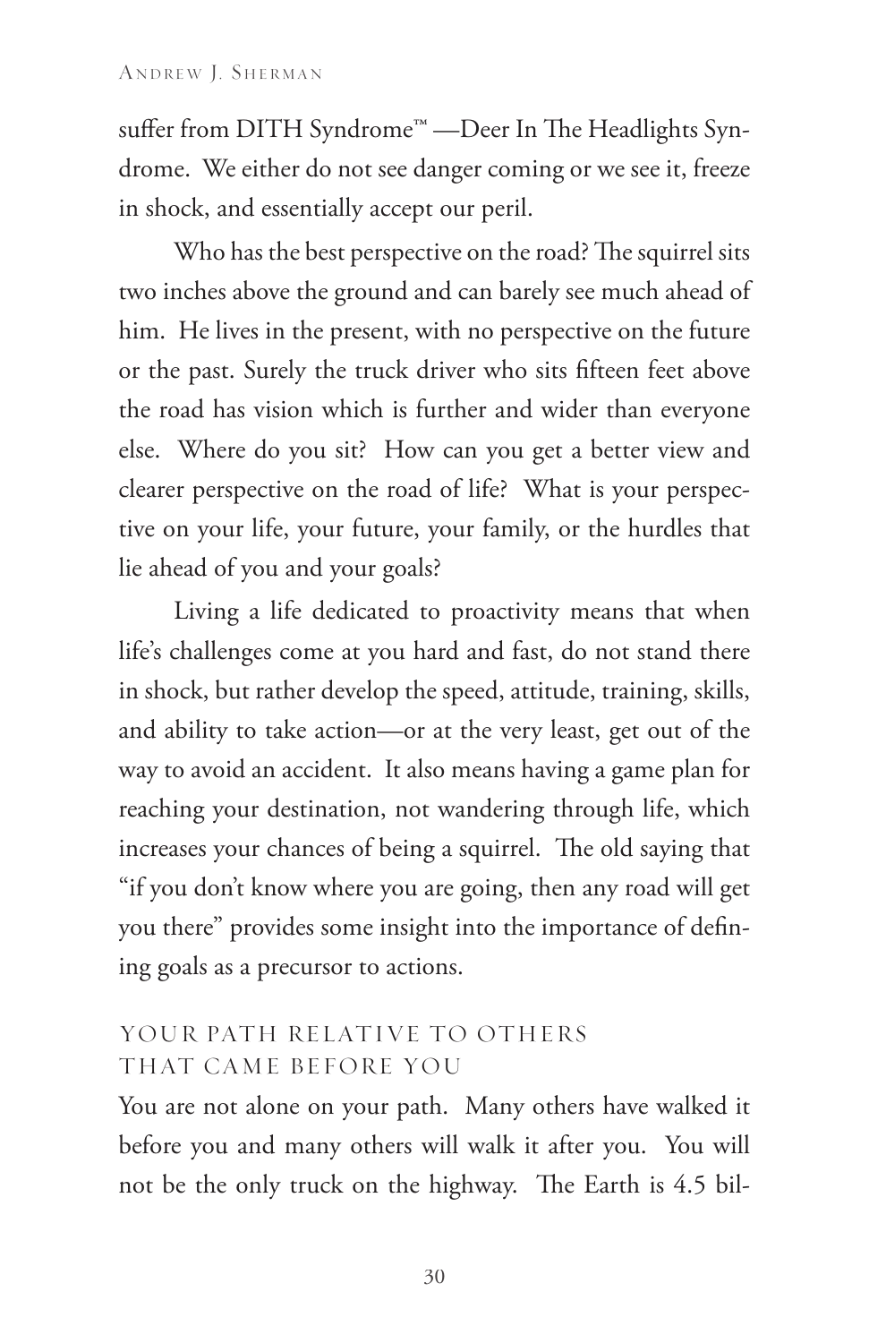suffer from DITH Syndrome™ —Deer In The Headlights Syndrome. We either do not see danger coming or we see it, freeze in shock, and essentially accept our peril.

Who has the best perspective on the road? The squirrel sits two inches above the ground and can barely see much ahead of him. He lives in the present, with no perspective on the future or the past. Surely the truck driver who sits fifteen feet above the road has vision which is further and wider than everyone else. Where do you sit? How can you get a better view and clearer perspective on the road of life? What is your perspective on your life, your future, your family, or the hurdles that lie ahead of you and your goals?

Living a life dedicated to proactivity means that when life's challenges come at you hard and fast, do not stand there in shock, but rather develop the speed, attitude, training, skills, and ability to take action—or at the very least, get out of the way to avoid an accident. It also means having a game plan for reaching your destination, not wandering through life, which increases your chances of being a squirrel. The old saying that "if you don't know where you are going, then any road will get you there" provides some insight into the importance of defining goals as a precursor to actions.

## YOUR PATH RELATIVE TO OTHERS THAT CAME BEFORE YOU

You are not alone on your path. Many others have walked it before you and many others will walk it after you. You will not be the only truck on the highway. The Earth is 4.5 bil-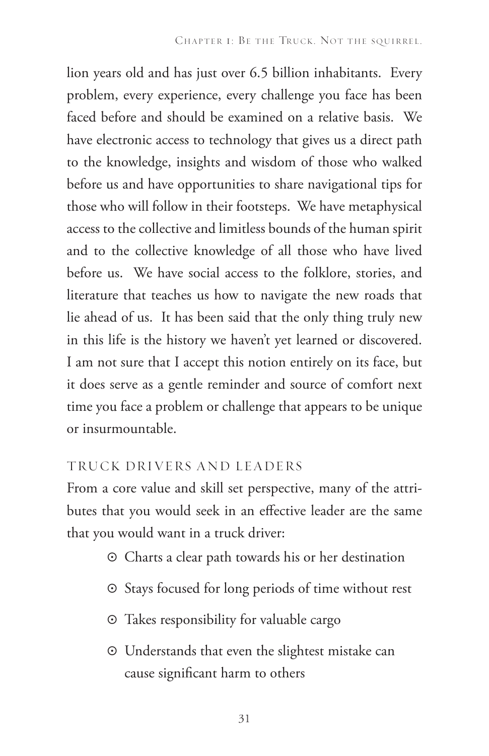lion years old and has just over 6.5 billion inhabitants. Every problem, every experience, every challenge you face has been faced before and should be examined on a relative basis. We have electronic access to technology that gives us a direct path to the knowledge, insights and wisdom of those who walked before us and have opportunities to share navigational tips for those who will follow in their footsteps. We have metaphysical access to the collective and limitless bounds of the human spirit and to the collective knowledge of all those who have lived before us. We have social access to the folklore, stories, and literature that teaches us how to navigate the new roads that lie ahead of us. It has been said that the only thing truly new in this life is the history we haven't yet learned or discovered. I am not sure that I accept this notion entirely on its face, but it does serve as a gentle reminder and source of comfort next time you face a problem or challenge that appears to be unique or insurmountable.

## Truck Drivers and Leaders

From a core value and skill set perspective, many of the attributes that you would seek in an effective leader are the same that you would want in a truck driver:

- Charts a clear path towards his or her destination
- Stays focused for long periods of time without rest
- Takes responsibility for valuable cargo
- Understands that even the slightest mistake can cause significant harm to others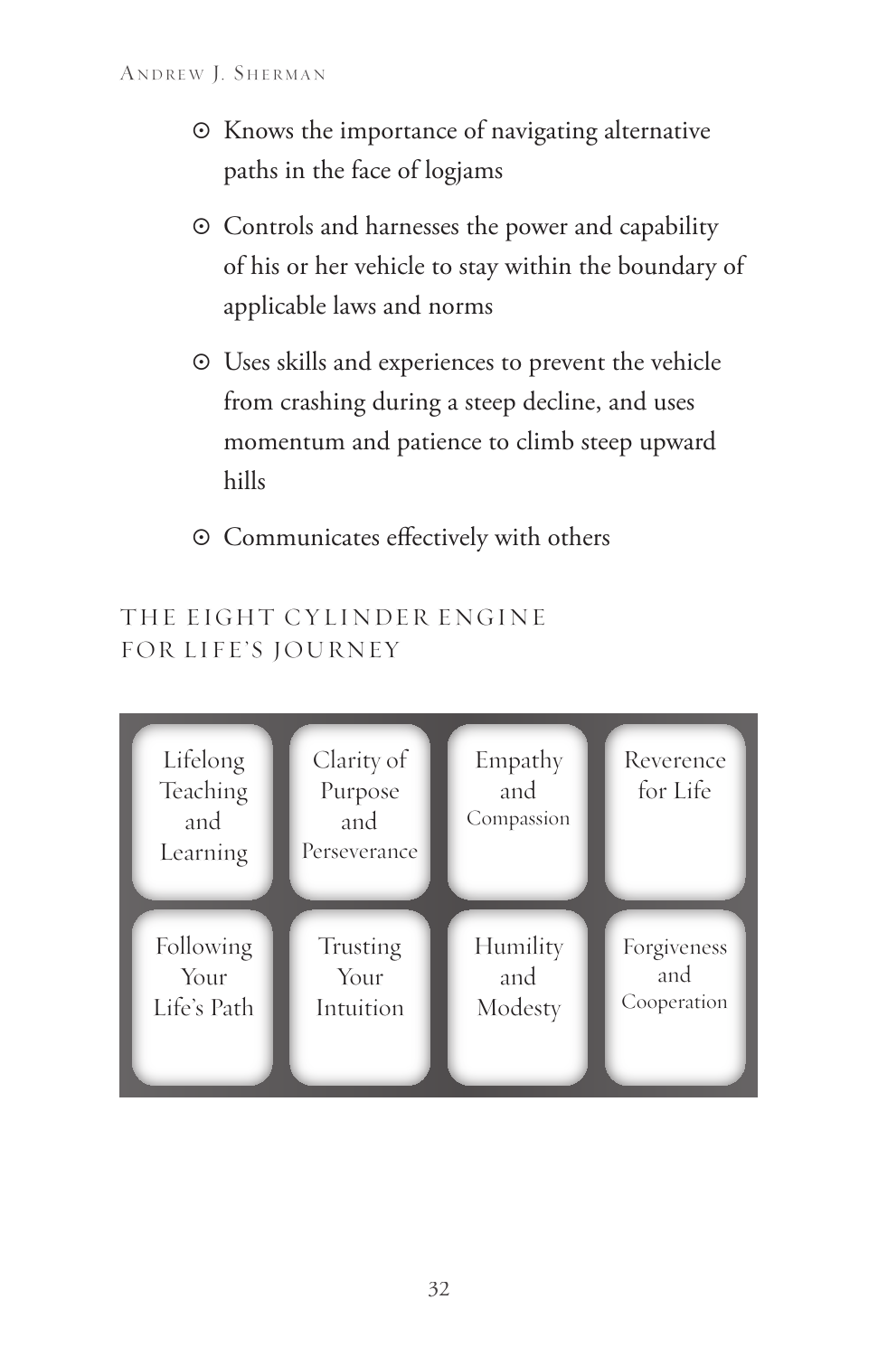- Knows the importance of navigating alternative paths in the face of logjams
- Controls and harnesses the power and capability of his or her vehicle to stay within the boundary of applicable laws and norms
- Uses skills and experiences to prevent the vehicle from crashing during a steep decline, and uses momentum and patience to climb steep upward hills
- Communicates effectively with others

## THE EIGHT CYLINDER ENGINE FOR LIFE'S JOURNEY

| | | | |
|---|---|---|---|
| Lifelong Teaching and Learning | Clarity of Purpose and Perseverance | Empathy and Compassion | Reverence for Life |
| Following Your Life's Path | Trusting Your Intuition | Humility and Modesty | Forgiveness and Cooperation |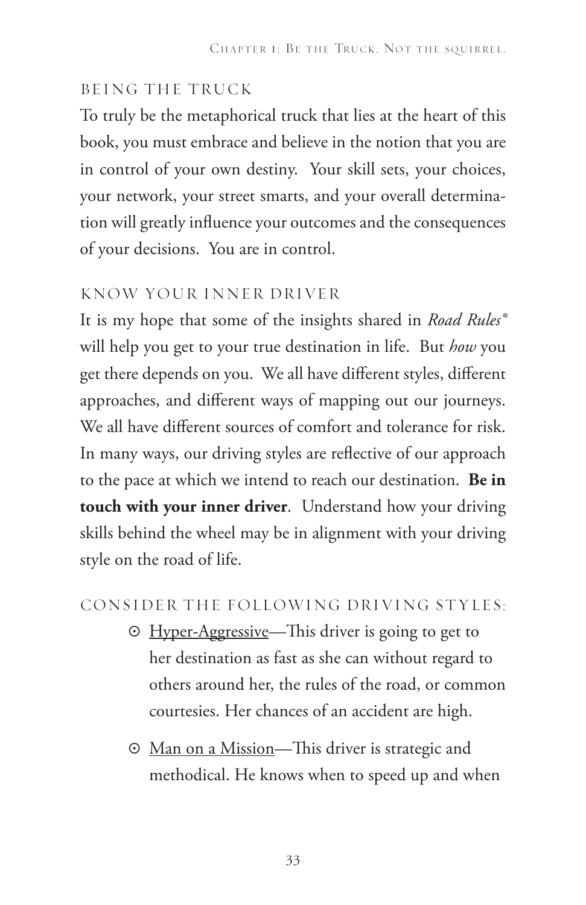## BEING THE TRUCK

To truly be the metaphorical truck that lies at the heart of this book, you must embrace and believe in the notion that you are in control of your own destiny. Your skill sets, your choices, your network, your street smarts, and your overall determination will greatly influence your outcomes and the consequences of your decisions. You are in control.

## KNOW YOUR INNER DRIVER

It is my hope that some of the insights shared in *Road Rules®* will help you get to your true destination in life. But *how* you get there depends on you. We all have different styles, different approaches, and different ways of mapping out our journeys. We all have different sources of comfort and tolerance for risk. In many ways, our driving styles are reflective of our approach to the pace at which we intend to reach our destination. **Be in touch with your inner driver**. Understand how your driving skills behind the wheel may be in alignment with your driving style on the road of life.

## CONSIDER THE FOLLOWING DRIVING STYLES:

- <u>Hyper-Aggressive</u>—This driver is going to get to her destination as fast as she can without regard to others around her, the rules of the road, or common courtesies. Her chances of an accident are high.
- <u>Man on a Mission</u>—This driver is strategic and methodical. He knows when to speed up and when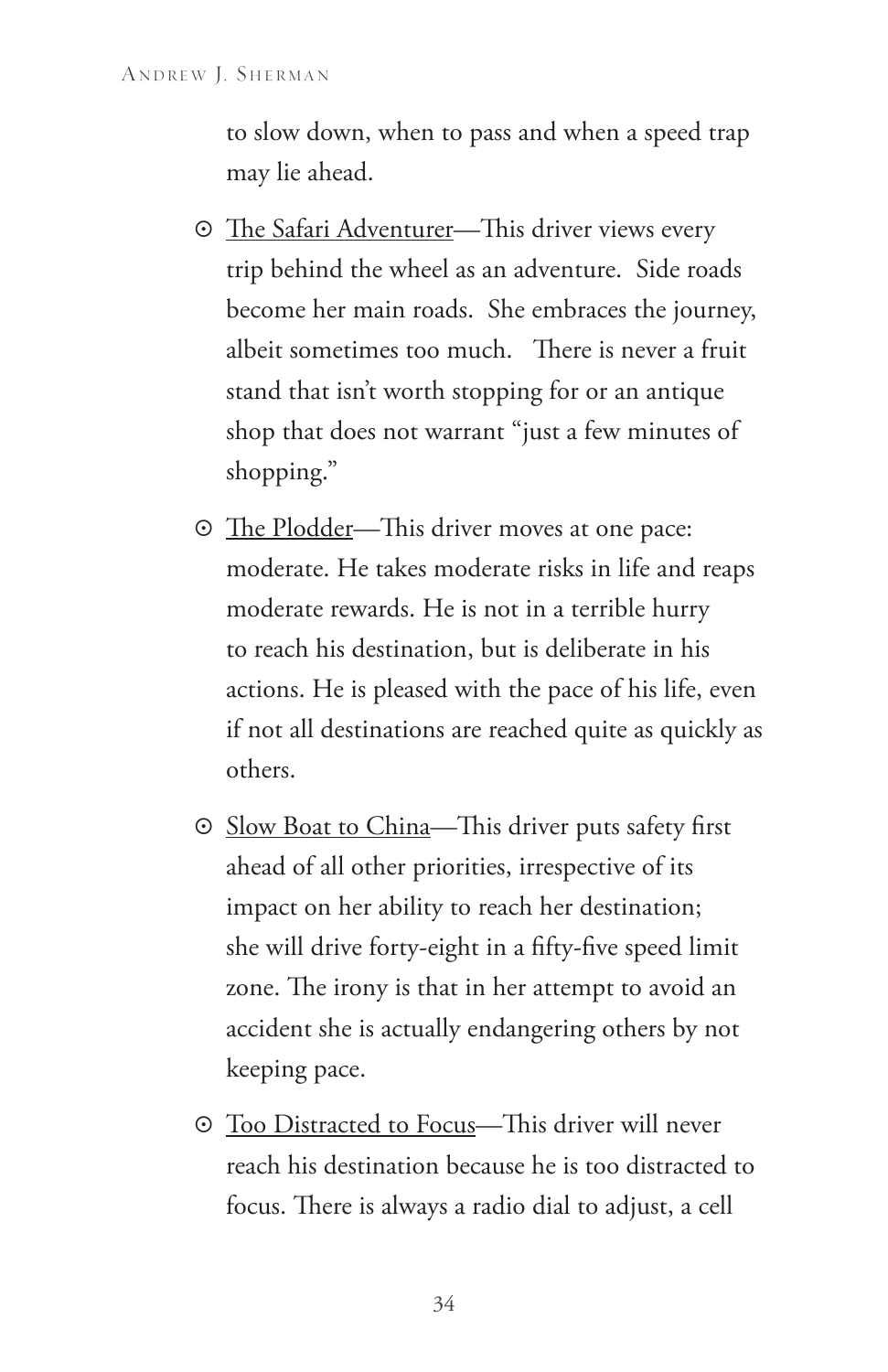to slow down, when to pass and when a speed trap may lie ahead.

- The Safari Adventurer—This driver views every trip behind the wheel as an adventure. Side roads become her main roads. She embraces the journey, albeit sometimes too much. There is never a fruit stand that isn't worth stopping for or an antique shop that does not warrant "just a few minutes of shopping."

- The Plodder—This driver moves at one pace: moderate. He takes moderate risks in life and reaps moderate rewards. He is not in a terrible hurry to reach his destination, but is deliberate in his actions. He is pleased with the pace of his life, even if not all destinations are reached quite as quickly as others.

- Slow Boat to China—This driver puts safety first ahead of all other priorities, irrespective of its impact on her ability to reach her destination; she will drive forty-eight in a fifty-five speed limit zone. The irony is that in her attempt to avoid an accident she is actually endangering others by not keeping pace.

- Too Distracted to Focus—This driver will never reach his destination because he is too distracted to focus. There is always a radio dial to adjust, a cell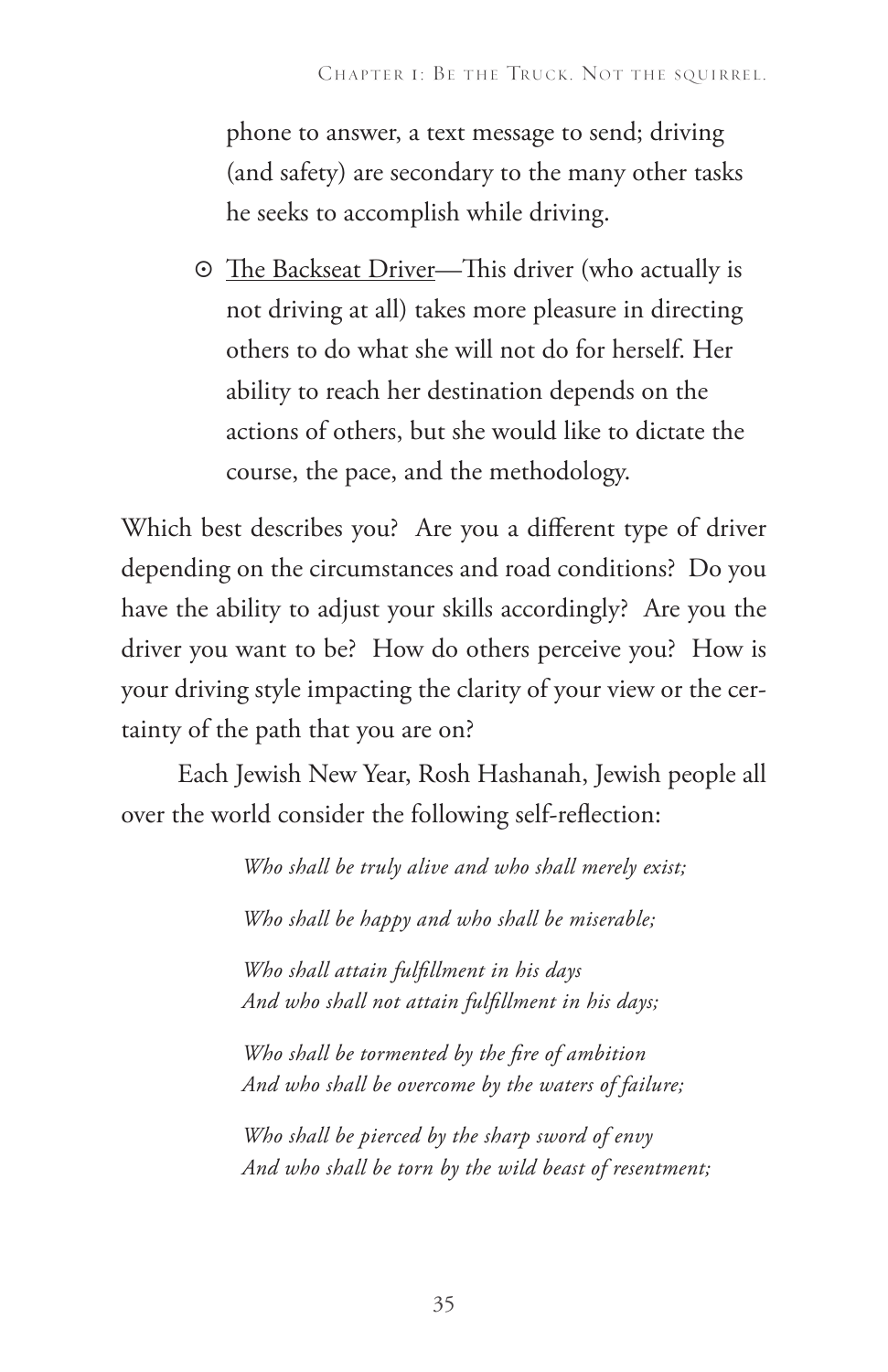phone to answer, a text message to send; driving (and safety) are secondary to the many other tasks he seeks to accomplish while driving.

- <u>The Backseat Driver</u>—This driver (who actually is not driving at all) takes more pleasure in directing others to do what she will not do for herself. Her ability to reach her destination depends on the actions of others, but she would like to dictate the course, the pace, and the methodology.

Which best describes you? Are you a different type of driver depending on the circumstances and road conditions? Do you have the ability to adjust your skills accordingly? Are you the driver you want to be? How do others perceive you? How is your driving style impacting the clarity of your view or the certainty of the path that you are on?

Each Jewish New Year, Rosh Hashanah, Jewish people all over the world consider the following self-reflection:

> *Who shall be truly alive and who shall merely exist;*
>
> *Who shall be happy and who shall be miserable;*
>
> *Who shall attain fulfillment in his days*
> *And who shall not attain fulfillment in his days;*
>
> *Who shall be tormented by the fire of ambition*
> *And who shall be overcome by the waters of failure;*
>
> *Who shall be pierced by the sharp sword of envy*
> *And who shall be torn by the wild beast of resentment;*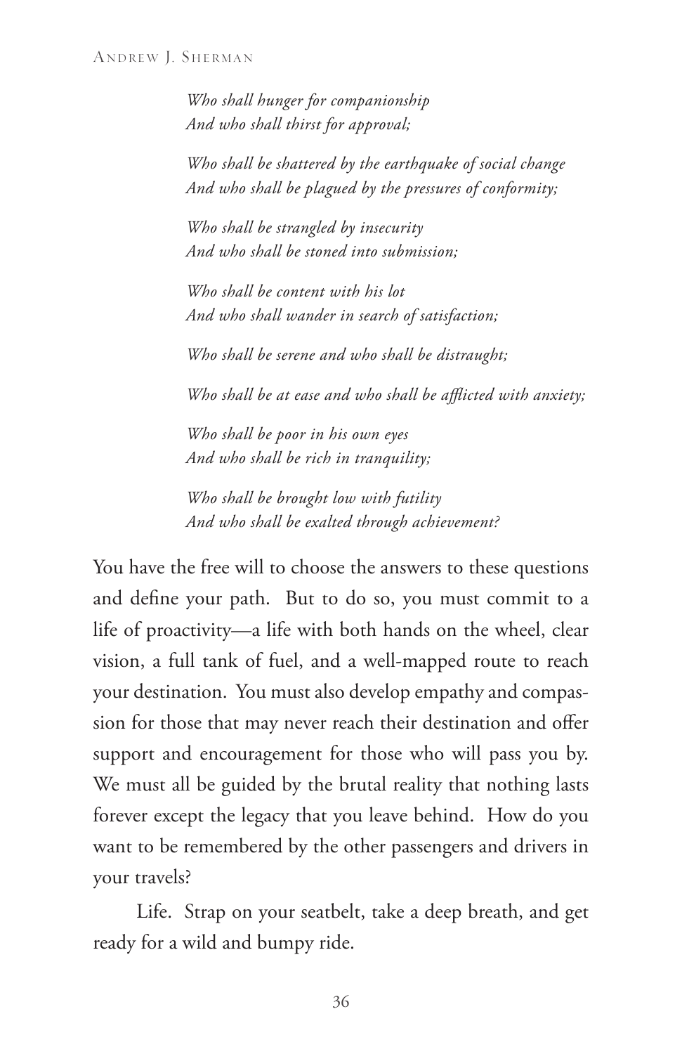*Who shall hunger for companionship*
*And who shall thirst for approval;*

*Who shall be shattered by the earthquake of social change*
*And who shall be plagued by the pressures of conformity;*

*Who shall be strangled by insecurity*
*And who shall be stoned into submission;*

*Who shall be content with his lot*
*And who shall wander in search of satisfaction;*

*Who shall be serene and who shall be distraught;*

*Who shall be at ease and who shall be afflicted with anxiety;*

*Who shall be poor in his own eyes*
*And who shall be rich in tranquility;*

*Who shall be brought low with futility*
*And who shall be exalted through achievement?*

You have the free will to choose the answers to these questions and define your path. But to do so, you must commit to a life of proactivity—a life with both hands on the wheel, clear vision, a full tank of fuel, and a well-mapped route to reach your destination. You must also develop empathy and compassion for those that may never reach their destination and offer support and encouragement for those who will pass you by. We must all be guided by the brutal reality that nothing lasts forever except the legacy that you leave behind. How do you want to be remembered by the other passengers and drivers in your travels?

Life. Strap on your seatbelt, take a deep breath, and get ready for a wild and bumpy ride.